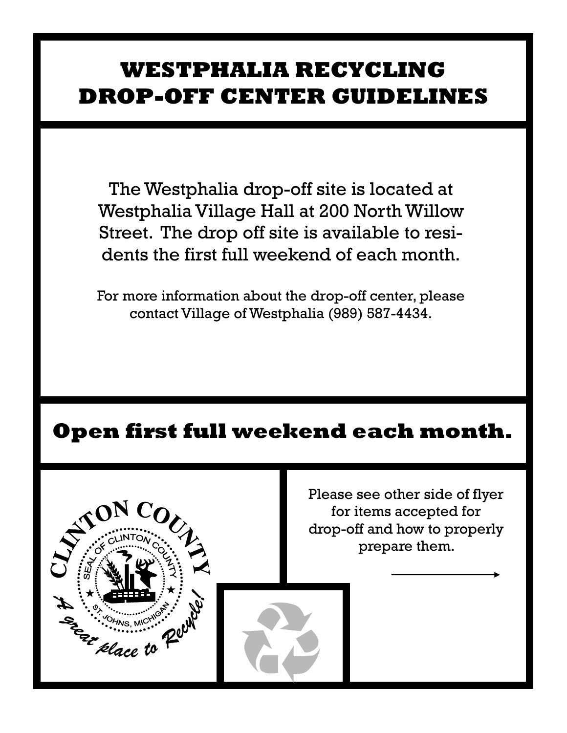# WESTPHALIA RECYCLING DROP-OFF CENTER GUIDELINES

The Westphalia drop-off site is located at Westphalia Village Hall at 200 North Willow Street. The drop off site is available to residents the first full weekend of each month.

For more information about the drop-off center, please contact Village of Westphalia (989) 587-4434.

## Open first full weekend each month.

CLINTON COUNTY

SEAL OF CLINTON COUNTY

ST. JOHNS, MICHIGAN

*A great place to Recycle!*

Please see other side of flyer for items accepted for drop-off and how to properly prepare them.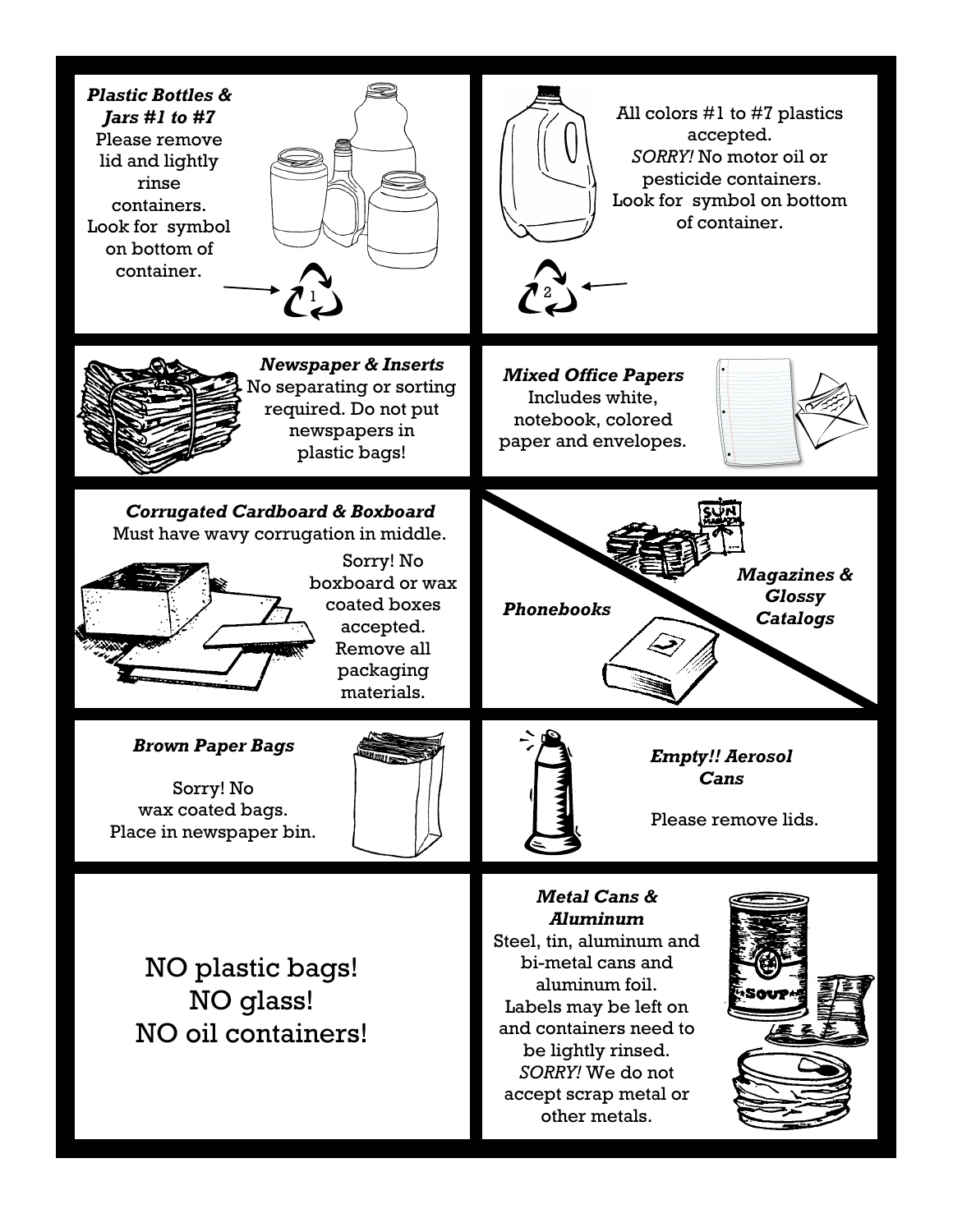***Plastic Bottles & Jars #1 to #7***
Please remove lid and lightly rinse containers.
Look for symbol on bottom of container.

1

All colors #1 to #7 plastics accepted.
*SORRY!* No motor oil or pesticide containers.
Look for symbol on bottom of container.

2

***Newspaper & Inserts***
No separating or sorting required. Do not put newspapers in plastic bags!

***Mixed Office Papers***
Includes white, notebook, colored paper and envelopes.

***Corrugated Cardboard & Boxboard***
Must have wavy corrugation in middle.

Sorry! No boxboard or wax coated boxes accepted.
Remove all packaging materials.

***Magazines & Glossy Catalogs***

***Phonebooks***

***Brown Paper Bags***

Sorry! No wax coated bags.
Place in newspaper bin.

***Empty!! Aerosol Cans***

Please remove lids.

NO plastic bags!
NO glass!
NO oil containers!

***Metal Cans & Aluminum***
Steel, tin, aluminum and bi-metal cans and aluminum foil.
Labels may be left on and containers need to be lightly rinsed.
*SORRY!* We do not accept scrap metal or other metals.